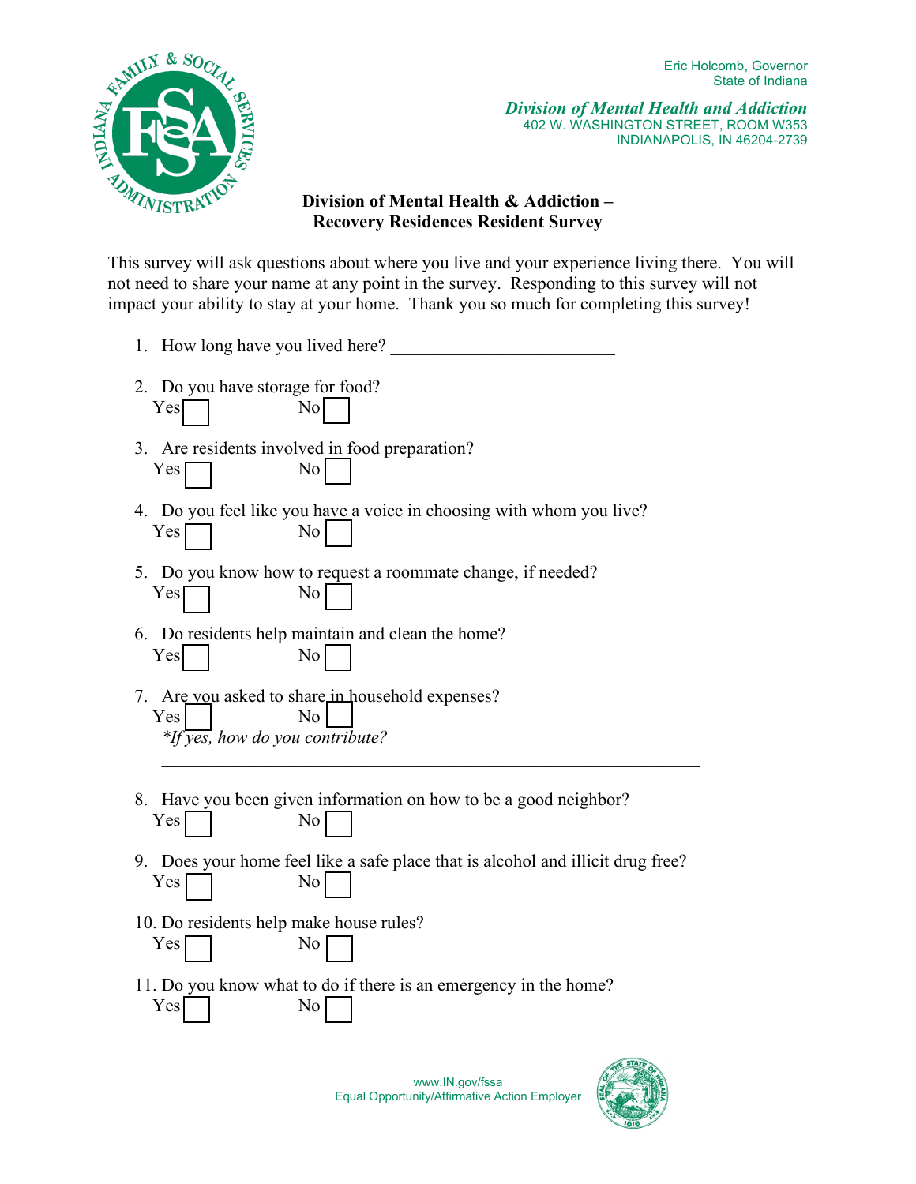Eric Holcomb, Governor
State of Indiana

***Division of Mental Health and Addiction***
402 W. WASHINGTON STREET, ROOM W353
INDIANAPOLIS, IN 46204-2739

## Division of Mental Health & Addiction – Recovery Residences Resident Survey

This survey will ask questions about where you live and your experience living there. You will not need to share your name at any point in the survey. Responding to this survey will not impact your ability to stay at your home. Thank you so much for completing this survey!

1. How long have you lived here? ________________________

2. Do you have storage for food?
   Yes ☐ No ☐

3. Are residents involved in food preparation?
   Yes ☐ No ☐

4. Do you feel like you have a voice in choosing with whom you live?
   Yes ☐ No ☐

5. Do you know how to request a roommate change, if needed?
   Yes ☐ No ☐

6. Do residents help maintain and clean the home?
   Yes ☐ No ☐

7. Are you asked to share in household expenses?
   Yes ☐ No ☐
   **If yes, how do you contribute?*
   ____________________________________________________________

8. Have you been given information on how to be a good neighbor?
   Yes ☐ No ☐

9. Does your home feel like a safe place that is alcohol and illicit drug free?
   Yes ☐ No ☐

10. Do residents help make house rules?
    Yes ☐ No ☐

11. Do you know what to do if there is an emergency in the home?
    Yes ☐ No ☐

www.IN.gov/fssa
Equal Opportunity/Affirmative Action Employer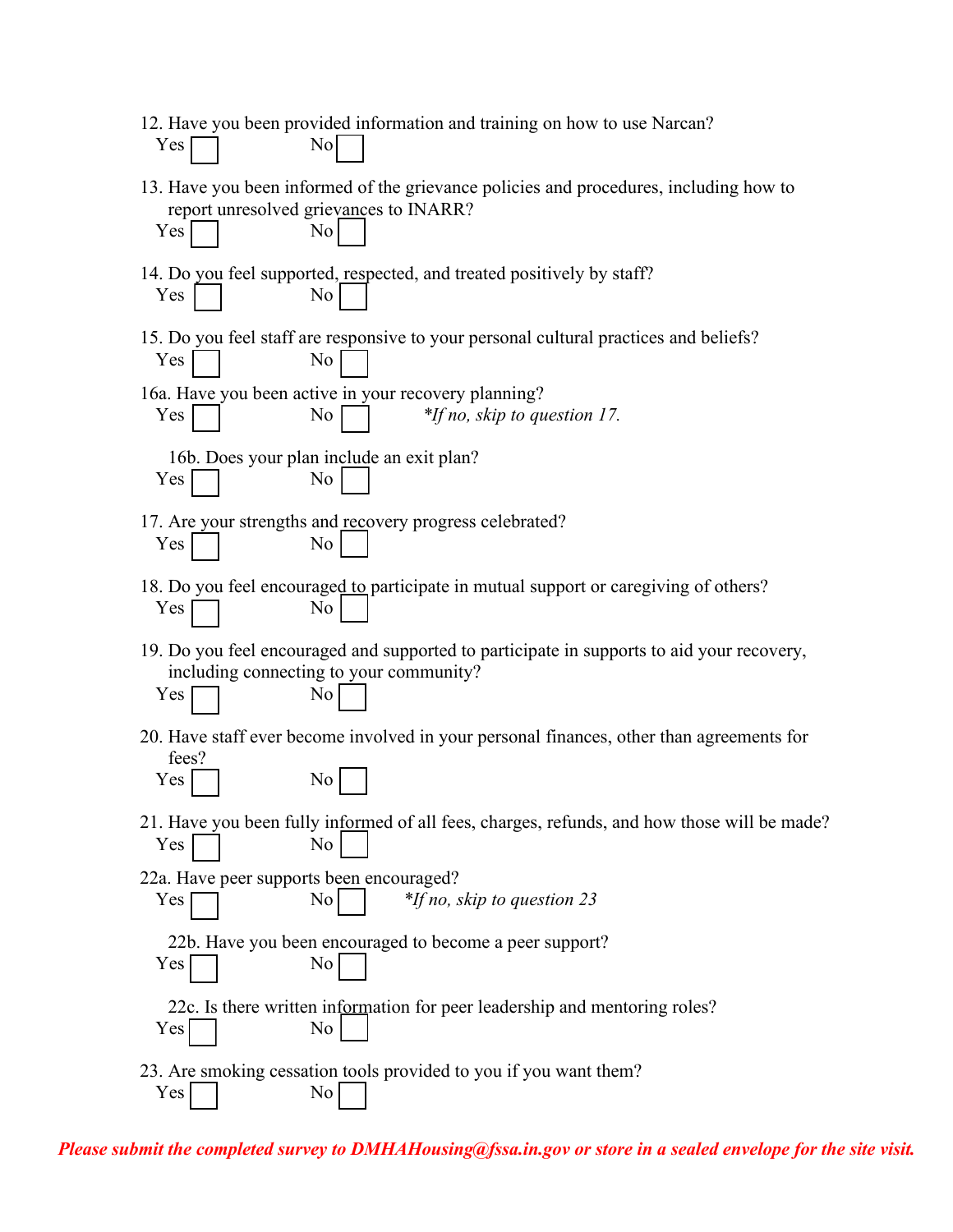12. Have you been provided information and training on how to use Narcan?

Yes ☐ No ☐

13. Have you been informed of the grievance policies and procedures, including how to report unresolved grievances to INARR?

Yes ☐ No ☐

14. Do you feel supported, respected, and treated positively by staff?

Yes ☐ No ☐

15. Do you feel staff are responsive to your personal cultural practices and beliefs?

Yes ☐ No ☐

16a. Have you been active in your recovery planning?

Yes ☐ No ☐ *\*If no, skip to question 17.*

16b. Does your plan include an exit plan?

Yes ☐ No ☐

17. Are your strengths and recovery progress celebrated?

Yes ☐ No ☐

18. Do you feel encouraged to participate in mutual support or caregiving of others?

Yes ☐ No ☐

19. Do you feel encouraged and supported to participate in supports to aid your recovery, including connecting to your community?

Yes ☐ No ☐

20. Have staff ever become involved in your personal finances, other than agreements for fees?

Yes ☐ No ☐

21. Have you been fully informed of all fees, charges, refunds, and how those will be made?

Yes ☐ No ☐

22a. Have peer supports been encouraged?

Yes ☐ No ☐ *\*If no, skip to question 23*

22b. Have you been encouraged to become a peer support?

Yes ☐ No ☐

22c. Is there written information for peer leadership and mentoring roles?

Yes ☐ No ☐

23. Are smoking cessation tools provided to you if you want them?

Yes ☐ No ☐

***Please submit the completed survey to DMHAHousing@fssa.in.gov or store in a sealed envelope for the site visit.***